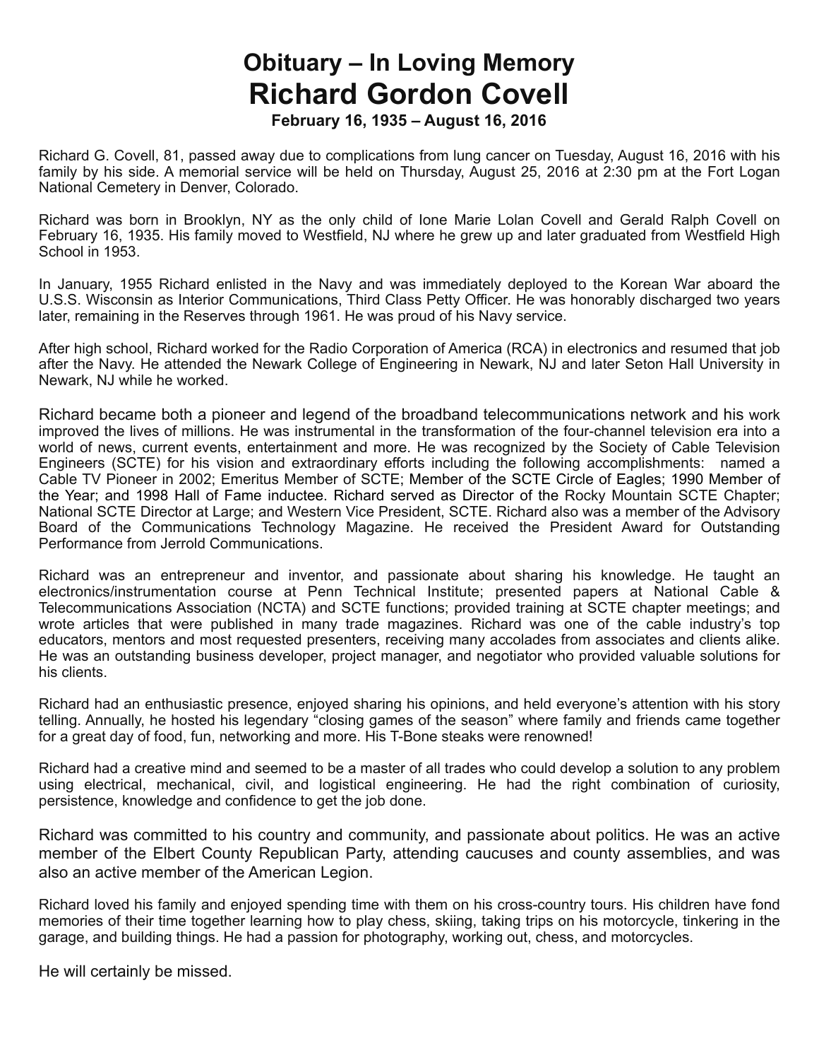# Obituary – In Loving Memory

# Richard Gordon Covell

**February 16, 1935 – August 16, 2016**

Richard G. Covell, 81, passed away due to complications from lung cancer on Tuesday, August 16, 2016 with his family by his side. A memorial service will be held on Thursday, August 25, 2016 at 2:30 pm at the Fort Logan National Cemetery in Denver, Colorado.

Richard was born in Brooklyn, NY as the only child of Ione Marie Lolan Covell and Gerald Ralph Covell on February 16, 1935. His family moved to Westfield, NJ where he grew up and later graduated from Westfield High School in 1953.

In January, 1955 Richard enlisted in the Navy and was immediately deployed to the Korean War aboard the U.S.S. Wisconsin as Interior Communications, Third Class Petty Officer. He was honorably discharged two years later, remaining in the Reserves through 1961. He was proud of his Navy service.

After high school, Richard worked for the Radio Corporation of America (RCA) in electronics and resumed that job after the Navy. He attended the Newark College of Engineering in Newark, NJ and later Seton Hall University in Newark, NJ while he worked.

Richard became both a pioneer and legend of the broadband telecommunications network and his work improved the lives of millions. He was instrumental in the transformation of the four-channel television era into a world of news, current events, entertainment and more. He was recognized by the Society of Cable Television Engineers (SCTE) for his vision and extraordinary efforts including the following accomplishments: named a Cable TV Pioneer in 2002; Emeritus Member of SCTE; Member of the SCTE Circle of Eagles; 1990 Member of the Year; and 1998 Hall of Fame inductee. Richard served as Director of the Rocky Mountain SCTE Chapter; National SCTE Director at Large; and Western Vice President, SCTE. Richard also was a member of the Advisory Board of the Communications Technology Magazine. He received the President Award for Outstanding Performance from Jerrold Communications.

Richard was an entrepreneur and inventor, and passionate about sharing his knowledge. He taught an electronics/instrumentation course at Penn Technical Institute; presented papers at National Cable & Telecommunications Association (NCTA) and SCTE functions; provided training at SCTE chapter meetings; and wrote articles that were published in many trade magazines. Richard was one of the cable industry's top educators, mentors and most requested presenters, receiving many accolades from associates and clients alike. He was an outstanding business developer, project manager, and negotiator who provided valuable solutions for his clients.

Richard had an enthusiastic presence, enjoyed sharing his opinions, and held everyone's attention with his story telling. Annually, he hosted his legendary "closing games of the season" where family and friends came together for a great day of food, fun, networking and more. His T-Bone steaks were renowned!

Richard had a creative mind and seemed to be a master of all trades who could develop a solution to any problem using electrical, mechanical, civil, and logistical engineering. He had the right combination of curiosity, persistence, knowledge and confidence to get the job done.

Richard was committed to his country and community, and passionate about politics. He was an active member of the Elbert County Republican Party, attending caucuses and county assemblies, and was also an active member of the American Legion.

Richard loved his family and enjoyed spending time with them on his cross-country tours. His children have fond memories of their time together learning how to play chess, skiing, taking trips on his motorcycle, tinkering in the garage, and building things. He had a passion for photography, working out, chess, and motorcycles.

He will certainly be missed.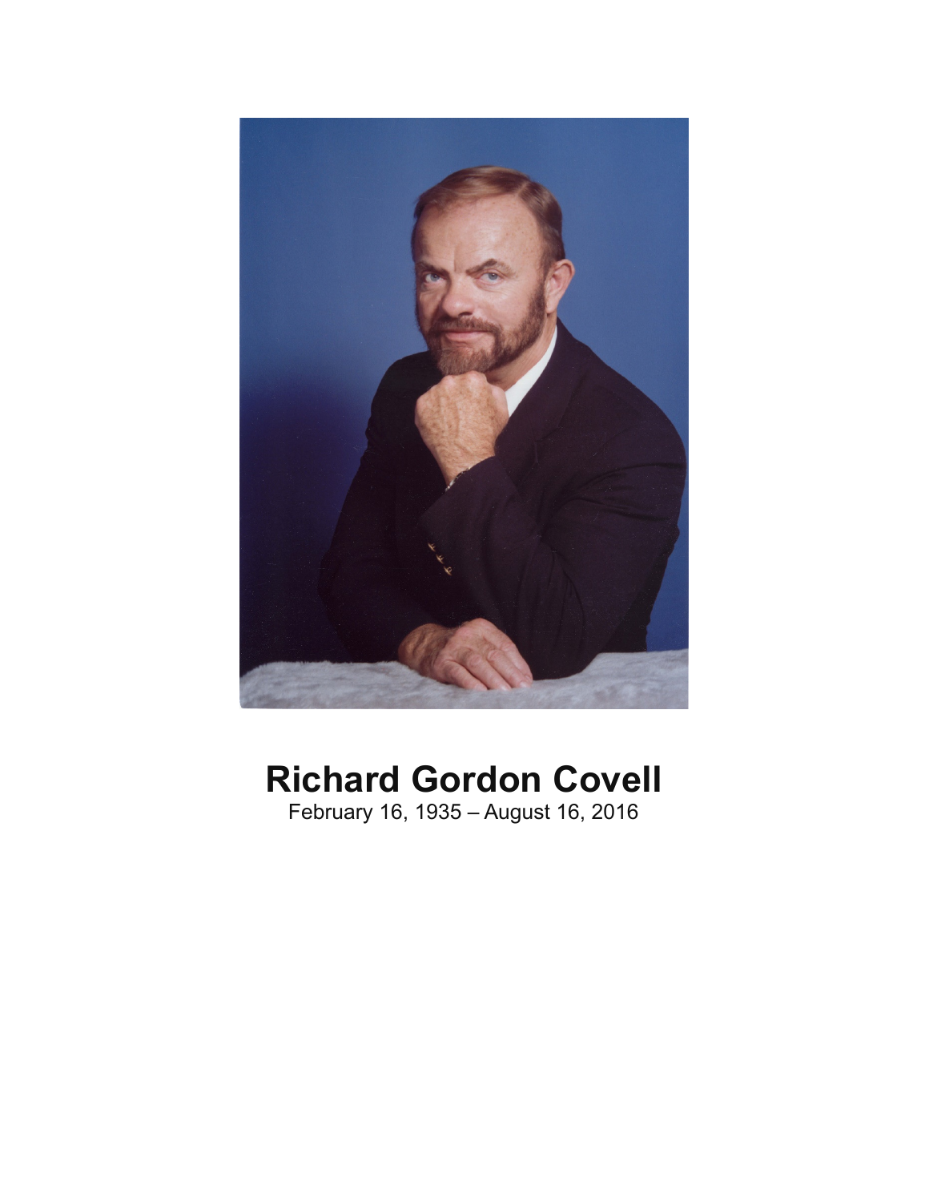# Richard Gordon Covell

February 16, 1935 – August 16, 2016